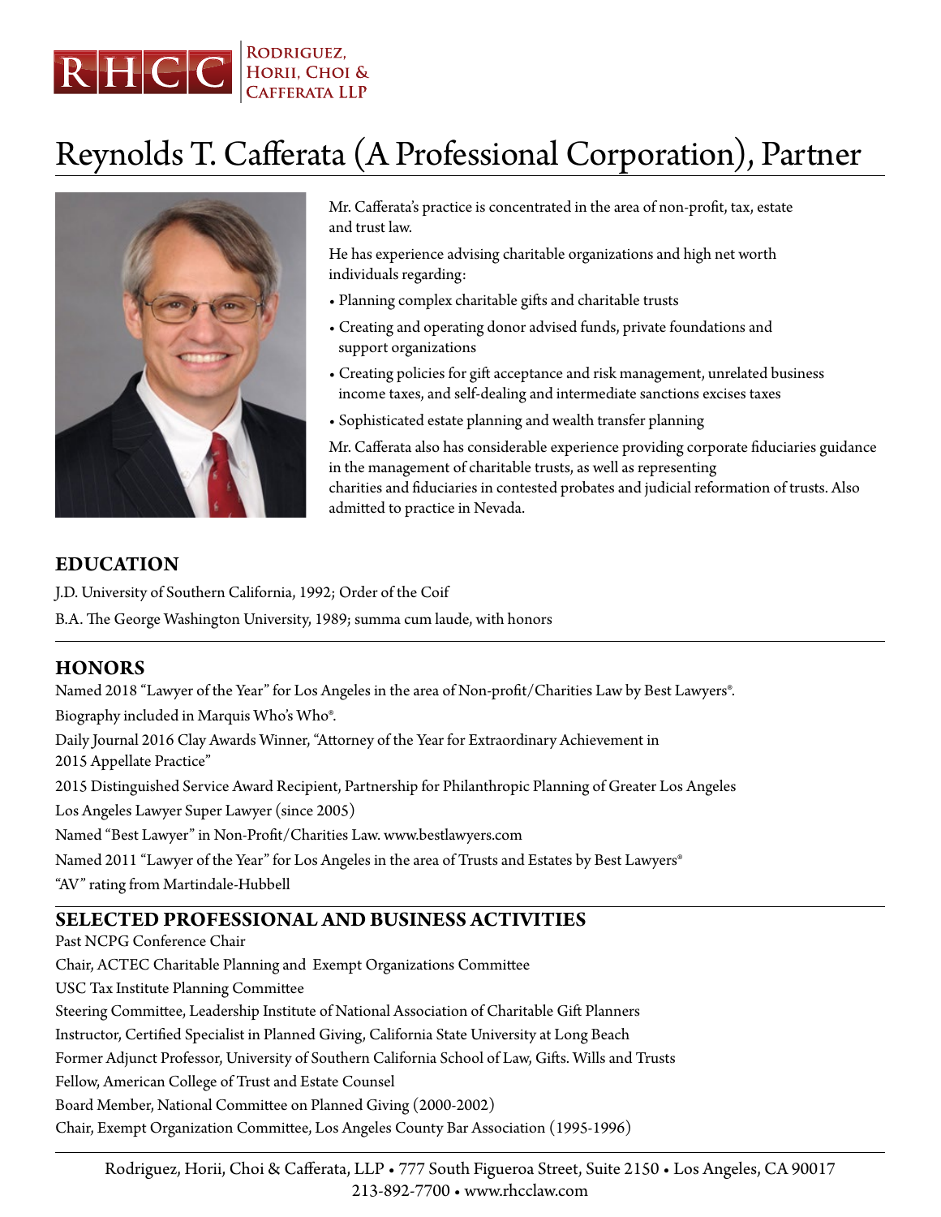RHCC Rodriguez, Horii, Choi & Cafferata LLP

# Reynolds T. Cafferata (A Professional Corporation), Partner

Mr. Cafferata's practice is concentrated in the area of non-profit, tax, estate and trust law.

He has experience advising charitable organizations and high net worth individuals regarding:

- Planning complex charitable gifts and charitable trusts
- Creating and operating donor advised funds, private foundations and support organizations
- Creating policies for gift acceptance and risk management, unrelated business income taxes, and self-dealing and intermediate sanctions excises taxes
- Sophisticated estate planning and wealth transfer planning

Mr. Cafferata also has considerable experience providing corporate fiduciaries guidance in the management of charitable trusts, as well as representing charities and fiduciaries in contested probates and judicial reformation of trusts. Also admitted to practice in Nevada.

## EDUCATION

J.D. University of Southern California, 1992; Order of the Coif

B.A. The George Washington University, 1989; summa cum laude, with honors

## HONORS

Named 2018 "Lawyer of the Year" for Los Angeles in the area of Non-profit/Charities Law by Best Lawyers®.

Biography included in Marquis Who's Who®.

Daily Journal 2016 Clay Awards Winner, "Attorney of the Year for Extraordinary Achievement in 2015 Appellate Practice"

2015 Distinguished Service Award Recipient, Partnership for Philanthropic Planning of Greater Los Angeles

Los Angeles Lawyer Super Lawyer (since 2005)

Named "Best Lawyer" in Non-Profit/Charities Law. www.bestlawyers.com

Named 2011 "Lawyer of the Year" for Los Angeles in the area of Trusts and Estates by Best Lawyers®

"AV" rating from Martindale-Hubbell

## SELECTED PROFESSIONAL AND BUSINESS ACTIVITIES

Past NCPG Conference Chair

Chair, ACTEC Charitable Planning and Exempt Organizations Committee

USC Tax Institute Planning Committee

Steering Committee, Leadership Institute of National Association of Charitable Gift Planners

Instructor, Certified Specialist in Planned Giving, California State University at Long Beach

Former Adjunct Professor, University of Southern California School of Law, Gifts. Wills and Trusts

Fellow, American College of Trust and Estate Counsel

Board Member, National Committee on Planned Giving (2000-2002)

Chair, Exempt Organization Committee, Los Angeles County Bar Association (1995-1996)

Rodriguez, Horii, Choi & Cafferata, LLP • 777 South Figueroa Street, Suite 2150 • Los Angeles, CA 90017
213-892-7700 • www.rhcclaw.com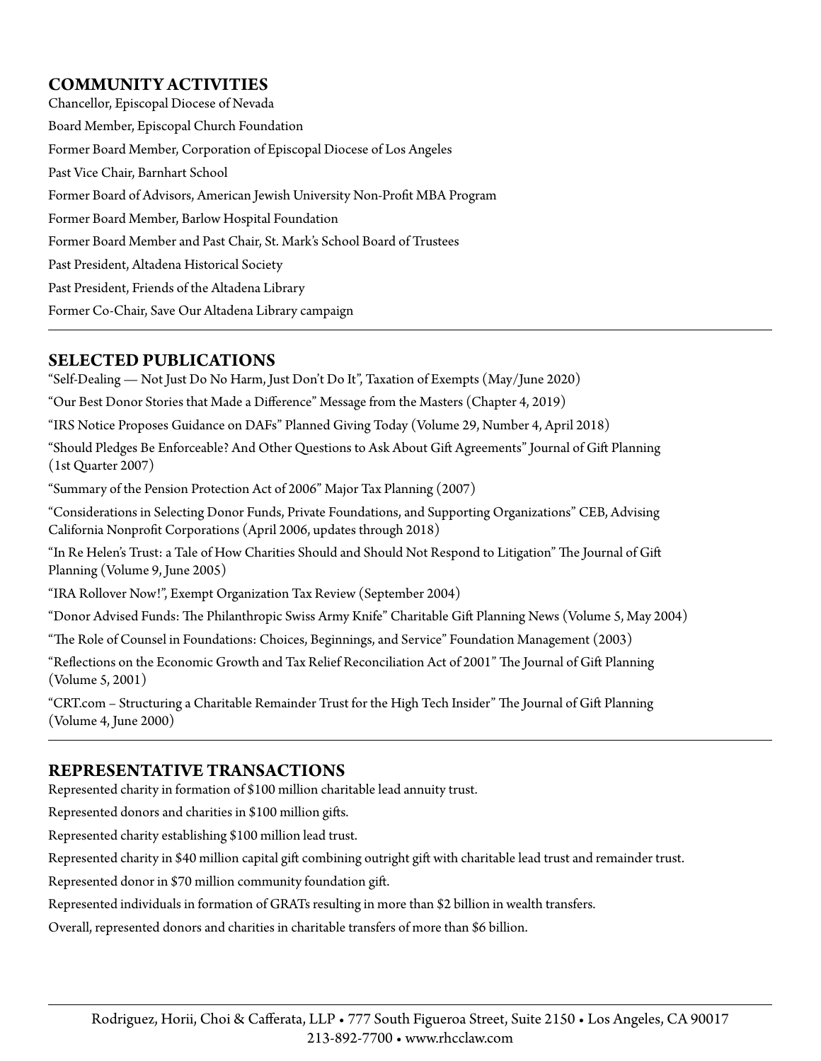## COMMUNITY ACTIVITIES

Chancellor, Episcopal Diocese of Nevada

Board Member, Episcopal Church Foundation

Former Board Member, Corporation of Episcopal Diocese of Los Angeles

Past Vice Chair, Barnhart School

Former Board of Advisors, American Jewish University Non-Profit MBA Program

Former Board Member, Barlow Hospital Foundation

Former Board Member and Past Chair, St. Mark's School Board of Trustees

Past President, Altadena Historical Society

Past President, Friends of the Altadena Library

Former Co-Chair, Save Our Altadena Library campaign

---

## SELECTED PUBLICATIONS

"Self-Dealing — Not Just Do No Harm, Just Don't Do It", Taxation of Exempts (May/June 2020)

"Our Best Donor Stories that Made a Difference" Message from the Masters (Chapter 4, 2019)

"IRS Notice Proposes Guidance on DAFs" Planned Giving Today (Volume 29, Number 4, April 2018)

"Should Pledges Be Enforceable? And Other Questions to Ask About Gift Agreements" Journal of Gift Planning (1st Quarter 2007)

"Summary of the Pension Protection Act of 2006" Major Tax Planning (2007)

"Considerations in Selecting Donor Funds, Private Foundations, and Supporting Organizations" CEB, Advising California Nonprofit Corporations (April 2006, updates through 2018)

"In Re Helen's Trust: a Tale of How Charities Should and Should Not Respond to Litigation" The Journal of Gift Planning (Volume 9, June 2005)

"IRA Rollover Now!", Exempt Organization Tax Review (September 2004)

"Donor Advised Funds: The Philanthropic Swiss Army Knife" Charitable Gift Planning News (Volume 5, May 2004)

"The Role of Counsel in Foundations: Choices, Beginnings, and Service" Foundation Management (2003)

"Reflections on the Economic Growth and Tax Relief Reconciliation Act of 2001" The Journal of Gift Planning (Volume 5, 2001)

"CRT.com – Structuring a Charitable Remainder Trust for the High Tech Insider" The Journal of Gift Planning (Volume 4, June 2000)

---

## REPRESENTATIVE TRANSACTIONS

Represented charity in formation of $100 million charitable lead annuity trust.

Represented donors and charities in $100 million gifts.

Represented charity establishing $100 million lead trust.

Represented charity in $40 million capital gift combining outright gift with charitable lead trust and remainder trust.

Represented donor in $70 million community foundation gift.

Represented individuals in formation of GRATs resulting in more than $2 billion in wealth transfers.

Overall, represented donors and charities in charitable transfers of more than $6 billion.

---

Rodriguez, Horii, Choi & Cafferata, LLP • 777 South Figueroa Street, Suite 2150 • Los Angeles, CA 90017
213-892-7700 • www.rhcclaw.com